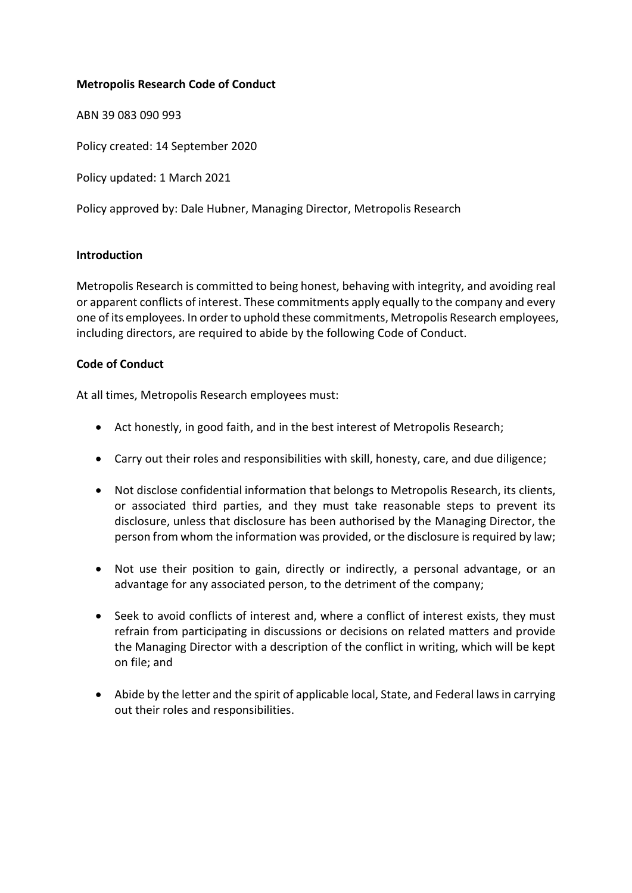**Metropolis Research Code of Conduct**

ABN 39 083 090 993

Policy created: 14 September 2020

Policy updated: 1 March 2021

Policy approved by: Dale Hubner, Managing Director, Metropolis Research

**Introduction**

Metropolis Research is committed to being honest, behaving with integrity, and avoiding real or apparent conflicts of interest. These commitments apply equally to the company and every one of its employees. In order to uphold these commitments, Metropolis Research employees, including directors, are required to abide by the following Code of Conduct.

**Code of Conduct**

At all times, Metropolis Research employees must:

- Act honestly, in good faith, and in the best interest of Metropolis Research;
- Carry out their roles and responsibilities with skill, honesty, care, and due diligence;
- Not disclose confidential information that belongs to Metropolis Research, its clients, or associated third parties, and they must take reasonable steps to prevent its disclosure, unless that disclosure has been authorised by the Managing Director, the person from whom the information was provided, or the disclosure is required by law;
- Not use their position to gain, directly or indirectly, a personal advantage, or an advantage for any associated person, to the detriment of the company;
- Seek to avoid conflicts of interest and, where a conflict of interest exists, they must refrain from participating in discussions or decisions on related matters and provide the Managing Director with a description of the conflict in writing, which will be kept on file; and
- Abide by the letter and the spirit of applicable local, State, and Federal laws in carrying out their roles and responsibilities.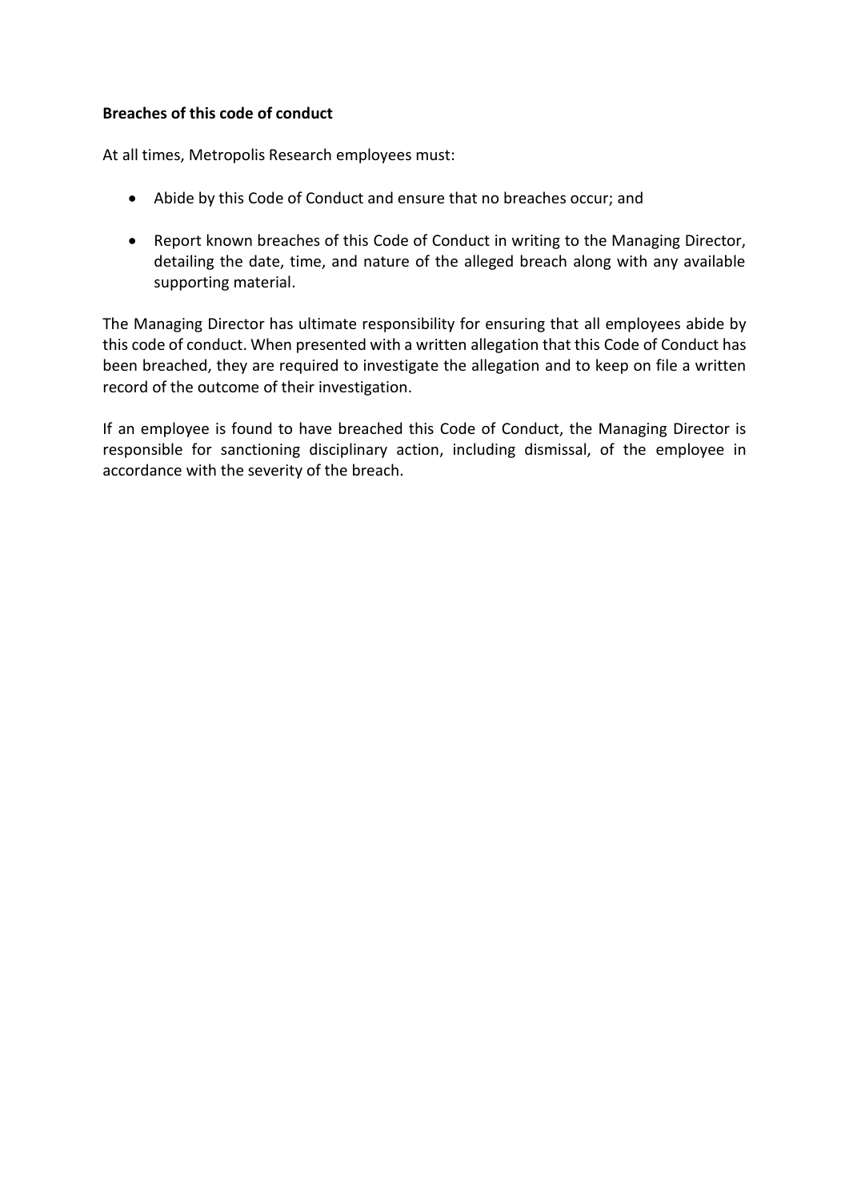**Breaches of this code of conduct**

At all times, Metropolis Research employees must:

- Abide by this Code of Conduct and ensure that no breaches occur; and
- Report known breaches of this Code of Conduct in writing to the Managing Director, detailing the date, time, and nature of the alleged breach along with any available supporting material.

The Managing Director has ultimate responsibility for ensuring that all employees abide by this code of conduct. When presented with a written allegation that this Code of Conduct has been breached, they are required to investigate the allegation and to keep on file a written record of the outcome of their investigation.

If an employee is found to have breached this Code of Conduct, the Managing Director is responsible for sanctioning disciplinary action, including dismissal, of the employee in accordance with the severity of the breach.